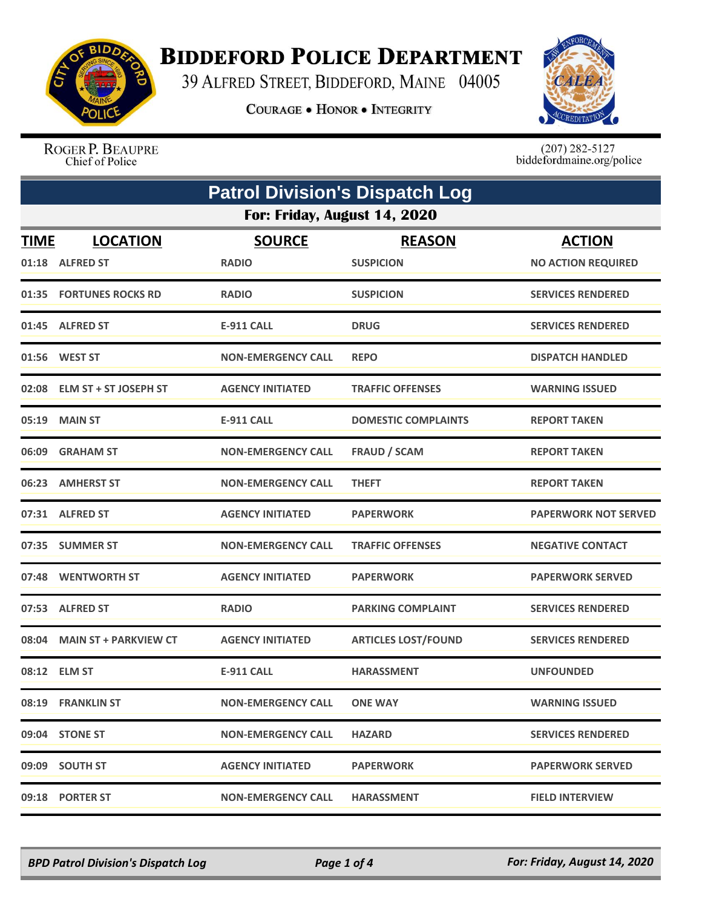# Biddeford Police Department

39 Alfred Street, Biddeford, Maine 04005

Courage • Honor • Integrity

Roger P. Beaupre
Chief of Police

(207) 282-5127
biddefordmaine.org/police

## Patrol Division's Dispatch Log

### For: Friday, August 14, 2020

| TIME | LOCATION | SOURCE | REASON | ACTION |
|---|---|---|---|---|
| 01:18 | ALFRED ST | RADIO | SUSPICION | NO ACTION REQUIRED |
| 01:35 | FORTUNES ROCKS RD | RADIO | SUSPICION | SERVICES RENDERED |
| 01:45 | ALFRED ST | E-911 CALL | DRUG | SERVICES RENDERED |
| 01:56 | WEST ST | NON-EMERGENCY CALL | REPO | DISPATCH HANDLED |
| 02:08 | ELM ST + ST JOSEPH ST | AGENCY INITIATED | TRAFFIC OFFENSES | WARNING ISSUED |
| 05:19 | MAIN ST | E-911 CALL | DOMESTIC COMPLAINTS | REPORT TAKEN |
| 06:09 | GRAHAM ST | NON-EMERGENCY CALL | FRAUD / SCAM | REPORT TAKEN |
| 06:23 | AMHERST ST | NON-EMERGENCY CALL | THEFT | REPORT TAKEN |
| 07:31 | ALFRED ST | AGENCY INITIATED | PAPERWORK | PAPERWORK NOT SERVED |
| 07:35 | SUMMER ST | NON-EMERGENCY CALL | TRAFFIC OFFENSES | NEGATIVE CONTACT |
| 07:48 | WENTWORTH ST | AGENCY INITIATED | PAPERWORK | PAPERWORK SERVED |
| 07:53 | ALFRED ST | RADIO | PARKING COMPLAINT | SERVICES RENDERED |
| 08:04 | MAIN ST + PARKVIEW CT | AGENCY INITIATED | ARTICLES LOST/FOUND | SERVICES RENDERED |
| 08:12 | ELM ST | E-911 CALL | HARASSMENT | UNFOUNDED |
| 08:19 | FRANKLIN ST | NON-EMERGENCY CALL | ONE WAY | WARNING ISSUED |
| 09:04 | STONE ST | NON-EMERGENCY CALL | HAZARD | SERVICES RENDERED |
| 09:09 | SOUTH ST | AGENCY INITIATED | PAPERWORK | PAPERWORK SERVED |
| 09:18 | PORTER ST | NON-EMERGENCY CALL | HARASSMENT | FIELD INTERVIEW |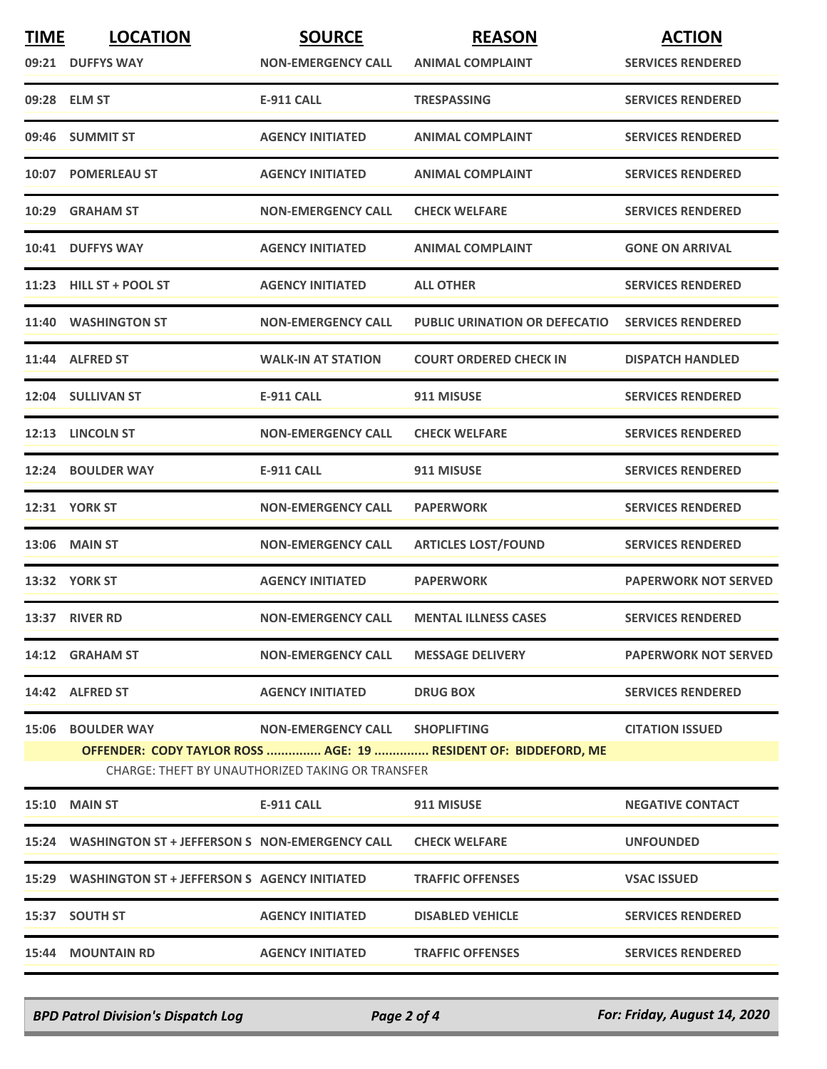| TIME | LOCATION | SOURCE | REASON | ACTION |
|---|---|---|---|---|
| 09:21 | DUFFYS WAY | NON-EMERGENCY CALL | ANIMAL COMPLAINT | SERVICES RENDERED |
| 09:28 | ELM ST | E-911 CALL | TRESPASSING | SERVICES RENDERED |
| 09:46 | SUMMIT ST | AGENCY INITIATED | ANIMAL COMPLAINT | SERVICES RENDERED |
| 10:07 | POMERLEAU ST | AGENCY INITIATED | ANIMAL COMPLAINT | SERVICES RENDERED |
| 10:29 | GRAHAM ST | NON-EMERGENCY CALL | CHECK WELFARE | SERVICES RENDERED |
| 10:41 | DUFFYS WAY | AGENCY INITIATED | ANIMAL COMPLAINT | GONE ON ARRIVAL |
| 11:23 | HILL ST + POOL ST | AGENCY INITIATED | ALL OTHER | SERVICES RENDERED |
| 11:40 | WASHINGTON ST | NON-EMERGENCY CALL | PUBLIC URINATION OR DEFECATIO | SERVICES RENDERED |
| 11:44 | ALFRED ST | WALK-IN AT STATION | COURT ORDERED CHECK IN | DISPATCH HANDLED |
| 12:04 | SULLIVAN ST | E-911 CALL | 911 MISUSE | SERVICES RENDERED |
| 12:13 | LINCOLN ST | NON-EMERGENCY CALL | CHECK WELFARE | SERVICES RENDERED |
| 12:24 | BOULDER WAY | E-911 CALL | 911 MISUSE | SERVICES RENDERED |
| 12:31 | YORK ST | NON-EMERGENCY CALL | PAPERWORK | SERVICES RENDERED |
| 13:06 | MAIN ST | NON-EMERGENCY CALL | ARTICLES LOST/FOUND | SERVICES RENDERED |
| 13:32 | YORK ST | AGENCY INITIATED | PAPERWORK | PAPERWORK NOT SERVED |
| 13:37 | RIVER RD | NON-EMERGENCY CALL | MENTAL ILLNESS CASES | SERVICES RENDERED |
| 14:12 | GRAHAM ST | NON-EMERGENCY CALL | MESSAGE DELIVERY | PAPERWORK NOT SERVED |
| 14:42 | ALFRED ST | AGENCY INITIATED | DRUG BOX | SERVICES RENDERED |
| 15:06 | BOULDER WAY | NON-EMERGENCY CALL | SHOPLIFTING | CITATION ISSUED |
| | **OFFENDER: CODY TAYLOR ROSS ............... AGE: 19 ............... RESIDENT OF: BIDDEFORD, ME** | | | |
| | CHARGE: THEFT BY UNAUTHORIZED TAKING OR TRANSFER | | | |
| 15:10 | MAIN ST | E-911 CALL | 911 MISUSE | NEGATIVE CONTACT |
| 15:24 | WASHINGTON ST + JEFFERSON S | NON-EMERGENCY CALL | CHECK WELFARE | UNFOUNDED |
| 15:29 | WASHINGTON ST + JEFFERSON S | AGENCY INITIATED | TRAFFIC OFFENSES | VSAC ISSUED |
| 15:37 | SOUTH ST | AGENCY INITIATED | DISABLED VEHICLE | SERVICES RENDERED |
| 15:44 | MOUNTAIN RD | AGENCY INITIATED | TRAFFIC OFFENSES | SERVICES RENDERED |

*BPD Patrol Division's Dispatch Log* — *For: Friday, August 14, 2020*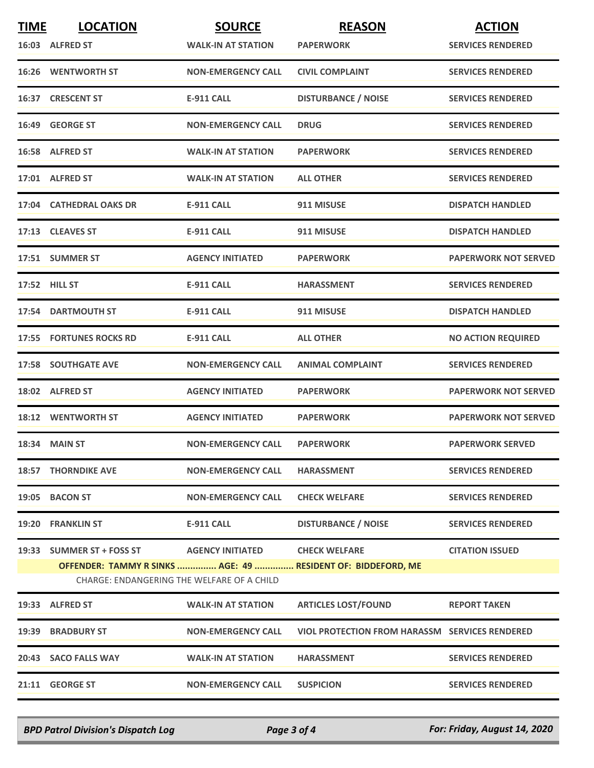| TIME | LOCATION | SOURCE | REASON | ACTION |
|---|---|---|---|---|
| 16:03 | ALFRED ST | WALK-IN AT STATION | PAPERWORK | SERVICES RENDERED |
| 16:26 | WENTWORTH ST | NON-EMERGENCY CALL | CIVIL COMPLAINT | SERVICES RENDERED |
| 16:37 | CRESCENT ST | E-911 CALL | DISTURBANCE / NOISE | SERVICES RENDERED |
| 16:49 | GEORGE ST | NON-EMERGENCY CALL | DRUG | SERVICES RENDERED |
| 16:58 | ALFRED ST | WALK-IN AT STATION | PAPERWORK | SERVICES RENDERED |
| 17:01 | ALFRED ST | WALK-IN AT STATION | ALL OTHER | SERVICES RENDERED |
| 17:04 | CATHEDRAL OAKS DR | E-911 CALL | 911 MISUSE | DISPATCH HANDLED |
| 17:13 | CLEAVES ST | E-911 CALL | 911 MISUSE | DISPATCH HANDLED |
| 17:51 | SUMMER ST | AGENCY INITIATED | PAPERWORK | PAPERWORK NOT SERVED |
| 17:52 | HILL ST | E-911 CALL | HARASSMENT | SERVICES RENDERED |
| 17:54 | DARTMOUTH ST | E-911 CALL | 911 MISUSE | DISPATCH HANDLED |
| 17:55 | FORTUNES ROCKS RD | E-911 CALL | ALL OTHER | NO ACTION REQUIRED |
| 17:58 | SOUTHGATE AVE | NON-EMERGENCY CALL | ANIMAL COMPLAINT | SERVICES RENDERED |
| 18:02 | ALFRED ST | AGENCY INITIATED | PAPERWORK | PAPERWORK NOT SERVED |
| 18:12 | WENTWORTH ST | AGENCY INITIATED | PAPERWORK | PAPERWORK NOT SERVED |
| 18:34 | MAIN ST | NON-EMERGENCY CALL | PAPERWORK | PAPERWORK SERVED |
| 18:57 | THORNDIKE AVE | NON-EMERGENCY CALL | HARASSMENT | SERVICES RENDERED |
| 19:05 | BACON ST | NON-EMERGENCY CALL | CHECK WELFARE | SERVICES RENDERED |
| 19:20 | FRANKLIN ST | E-911 CALL | DISTURBANCE / NOISE | SERVICES RENDERED |
| 19:33 | SUMMER ST + FOSS ST | AGENCY INITIATED | CHECK WELFARE | CITATION ISSUED |
| | OFFENDER: TAMMY R SINKS ............... AGE: 49 ............... RESIDENT OF: BIDDEFORD, ME | | | |
| | CHARGE: ENDANGERING THE WELFARE OF A CHILD | | | |
| 19:33 | ALFRED ST | WALK-IN AT STATION | ARTICLES LOST/FOUND | REPORT TAKEN |
| 19:39 | BRADBURY ST | NON-EMERGENCY CALL | VIOL PROTECTION FROM HARASSM | SERVICES RENDERED |
| 20:43 | SACO FALLS WAY | WALK-IN AT STATION | HARASSMENT | SERVICES RENDERED |
| 21:11 | GEORGE ST | NON-EMERGENCY CALL | SUSPICION | SERVICES RENDERED |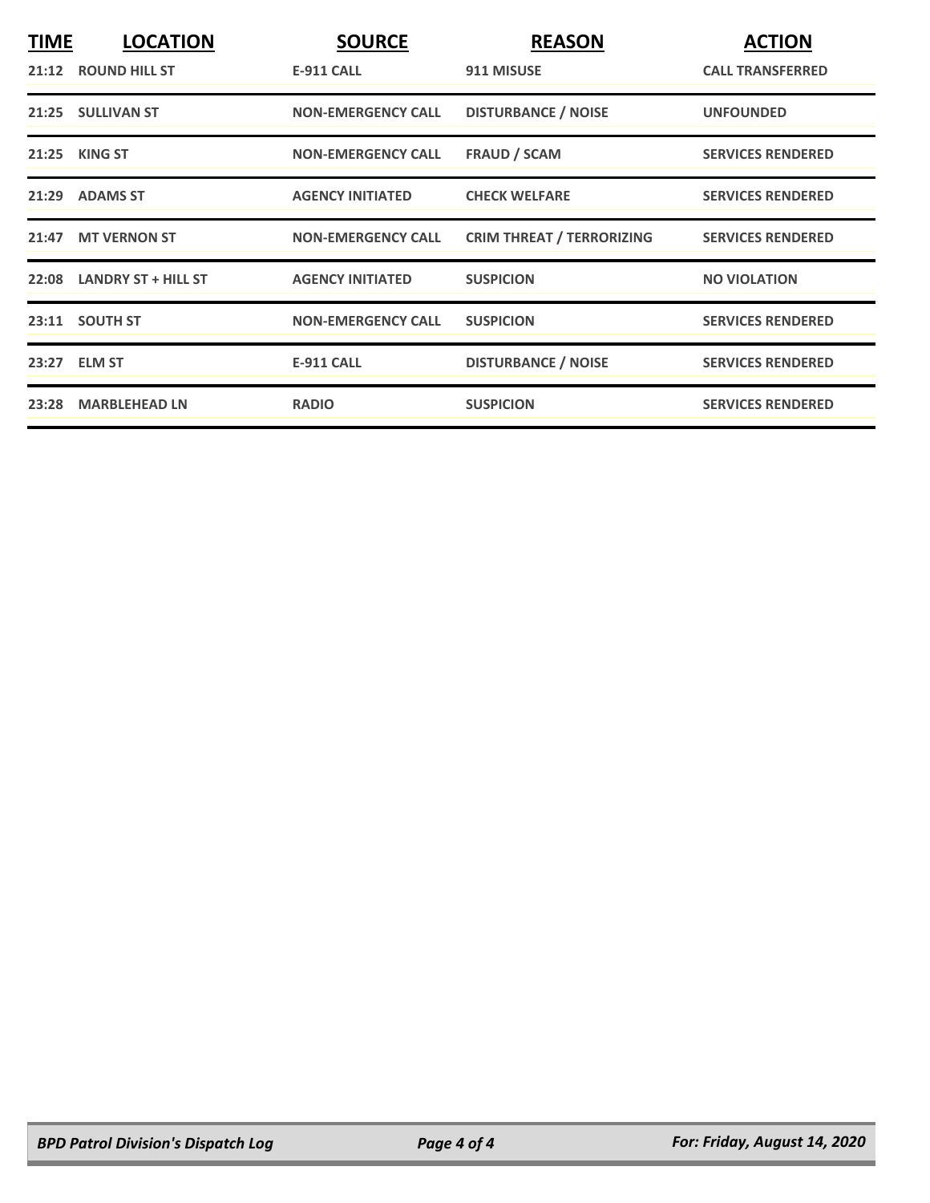| TIME | LOCATION | SOURCE | REASON | ACTION |
|---|---|---|---|---|
| 21:12 | ROUND HILL ST | E-911 CALL | 911 MISUSE | CALL TRANSFERRED |
| 21:25 | SULLIVAN ST | NON-EMERGENCY CALL | DISTURBANCE / NOISE | UNFOUNDED |
| 21:25 | KING ST | NON-EMERGENCY CALL | FRAUD / SCAM | SERVICES RENDERED |
| 21:29 | ADAMS ST | AGENCY INITIATED | CHECK WELFARE | SERVICES RENDERED |
| 21:47 | MT VERNON ST | NON-EMERGENCY CALL | CRIM THREAT / TERRORIZING | SERVICES RENDERED |
| 22:08 | LANDRY ST + HILL ST | AGENCY INITIATED | SUSPICION | NO VIOLATION |
| 23:11 | SOUTH ST | NON-EMERGENCY CALL | SUSPICION | SERVICES RENDERED |
| 23:27 | ELM ST | E-911 CALL | DISTURBANCE / NOISE | SERVICES RENDERED |
| 23:28 | MARBLEHEAD LN | RADIO | SUSPICION | SERVICES RENDERED |